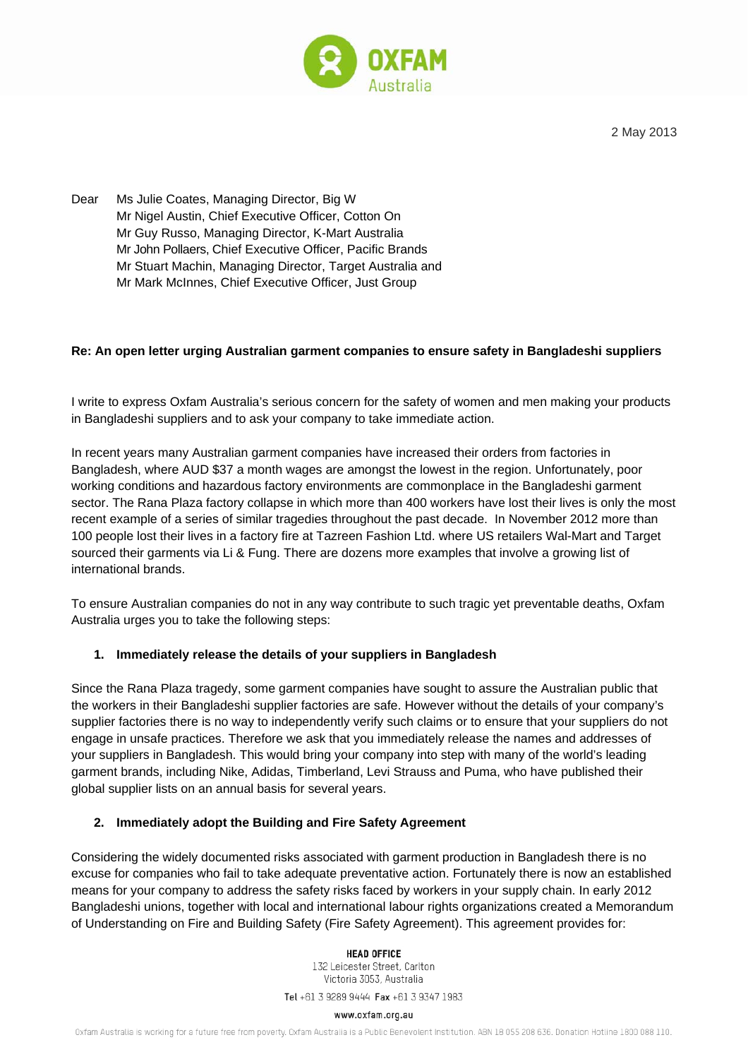2 May 2013

Dear Ms Julie Coates, Managing Director, Big W
Mr Nigel Austin, Chief Executive Officer, Cotton On
Mr Guy Russo, Managing Director, K-Mart Australia
Mr John Pollaers, Chief Executive Officer, Pacific Brands
Mr Stuart Machin, Managing Director, Target Australia and
Mr Mark McInnes, Chief Executive Officer, Just Group

**Re: An open letter urging Australian garment companies to ensure safety in Bangladeshi suppliers**

I write to express Oxfam Australia's serious concern for the safety of women and men making your products in Bangladeshi suppliers and to ask your company to take immediate action.

In recent years many Australian garment companies have increased their orders from factories in Bangladesh, where AUD $37 a month wages are amongst the lowest in the region. Unfortunately, poor working conditions and hazardous factory environments are commonplace in the Bangladeshi garment sector. The Rana Plaza factory collapse in which more than 400 workers have lost their lives is only the most recent example of a series of similar tragedies throughout the past decade. In November 2012 more than 100 people lost their lives in a factory fire at Tazreen Fashion Ltd. where US retailers Wal-Mart and Target sourced their garments via Li & Fung. There are dozens more examples that involve a growing list of international brands.

To ensure Australian companies do not in any way contribute to such tragic yet preventable deaths, Oxfam Australia urges you to take the following steps:

**1. Immediately release the details of your suppliers in Bangladesh**

Since the Rana Plaza tragedy, some garment companies have sought to assure the Australian public that the workers in their Bangladeshi supplier factories are safe. However without the details of your company's supplier factories there is no way to independently verify such claims or to ensure that your suppliers do not engage in unsafe practices. Therefore we ask that you immediately release the names and addresses of your suppliers in Bangladesh. This would bring your company into step with many of the world's leading garment brands, including Nike, Adidas, Timberland, Levi Strauss and Puma, who have published their global supplier lists on an annual basis for several years.

**2. Immediately adopt the Building and Fire Safety Agreement**

Considering the widely documented risks associated with garment production in Bangladesh there is no excuse for companies who fail to take adequate preventative action. Fortunately there is now an established means for your company to address the safety risks faced by workers in your supply chain. In early 2012 Bangladeshi unions, together with local and international labour rights organizations created a Memorandum of Understanding on Fire and Building Safety (Fire Safety Agreement). This agreement provides for: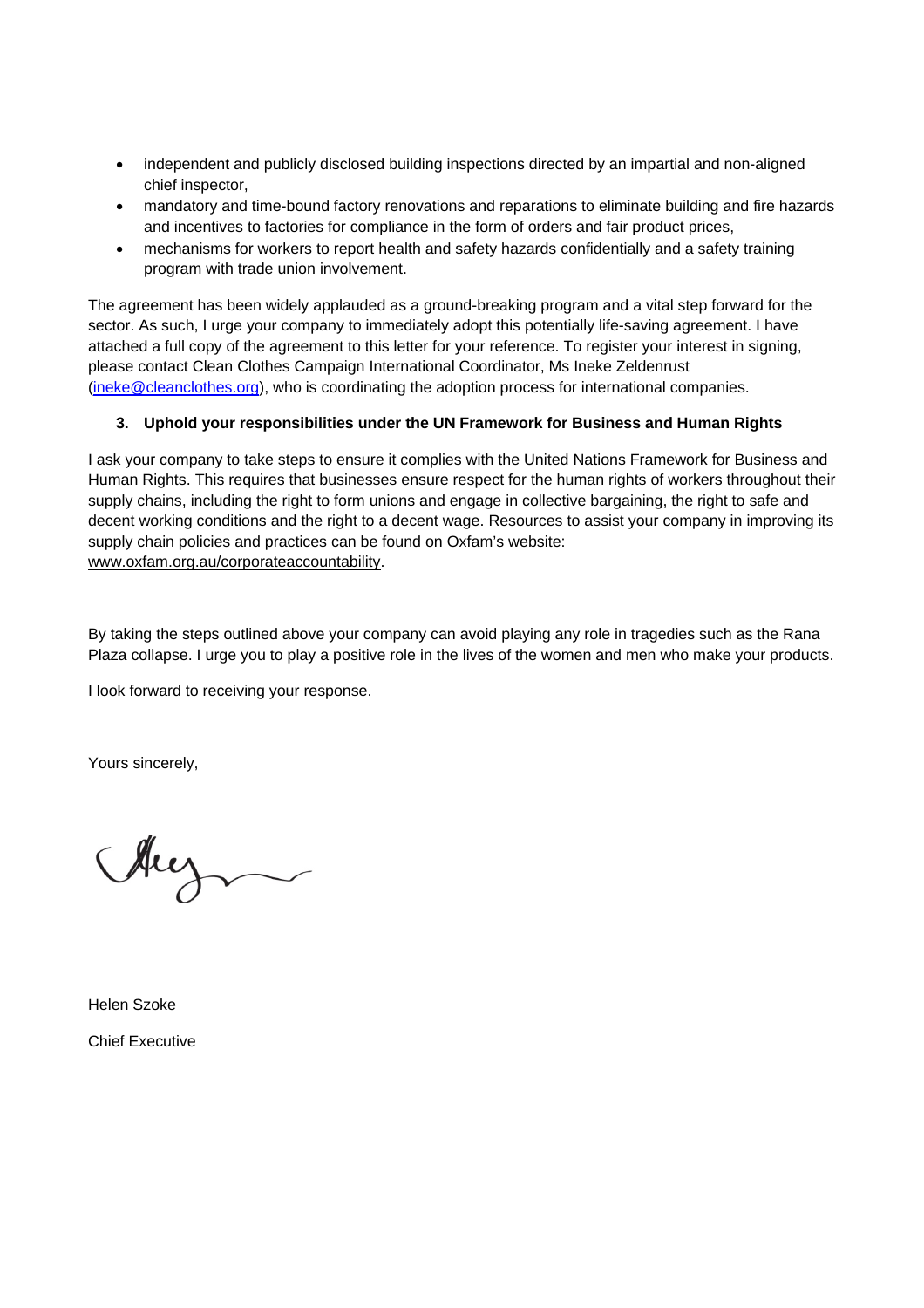- independent and publicly disclosed building inspections directed by an impartial and non-aligned chief inspector,
- mandatory and time-bound factory renovations and reparations to eliminate building and fire hazards and incentives to factories for compliance in the form of orders and fair product prices,
- mechanisms for workers to report health and safety hazards confidentially and a safety training program with trade union involvement.

The agreement has been widely applauded as a ground-breaking program and a vital step forward for the sector. As such, I urge your company to immediately adopt this potentially life-saving agreement. I have attached a full copy of the agreement to this letter for your reference. To register your interest in signing, please contact Clean Clothes Campaign International Coordinator, Ms Ineke Zeldenrust (ineke@cleanclothes.org), who is coordinating the adoption process for international companies.

**3. Uphold your responsibilities under the UN Framework for Business and Human Rights**

I ask your company to take steps to ensure it complies with the United Nations Framework for Business and Human Rights. This requires that businesses ensure respect for the human rights of workers throughout their supply chains, including the right to form unions and engage in collective bargaining, the right to safe and decent working conditions and the right to a decent wage. Resources to assist your company in improving its supply chain policies and practices can be found on Oxfam's website: www.oxfam.org.au/corporateaccountability.

By taking the steps outlined above your company can avoid playing any role in tragedies such as the Rana Plaza collapse. I urge you to play a positive role in the lives of the women and men who make your products.

I look forward to receiving your response.

Yours sincerely,

Helen Szoke

Chief Executive